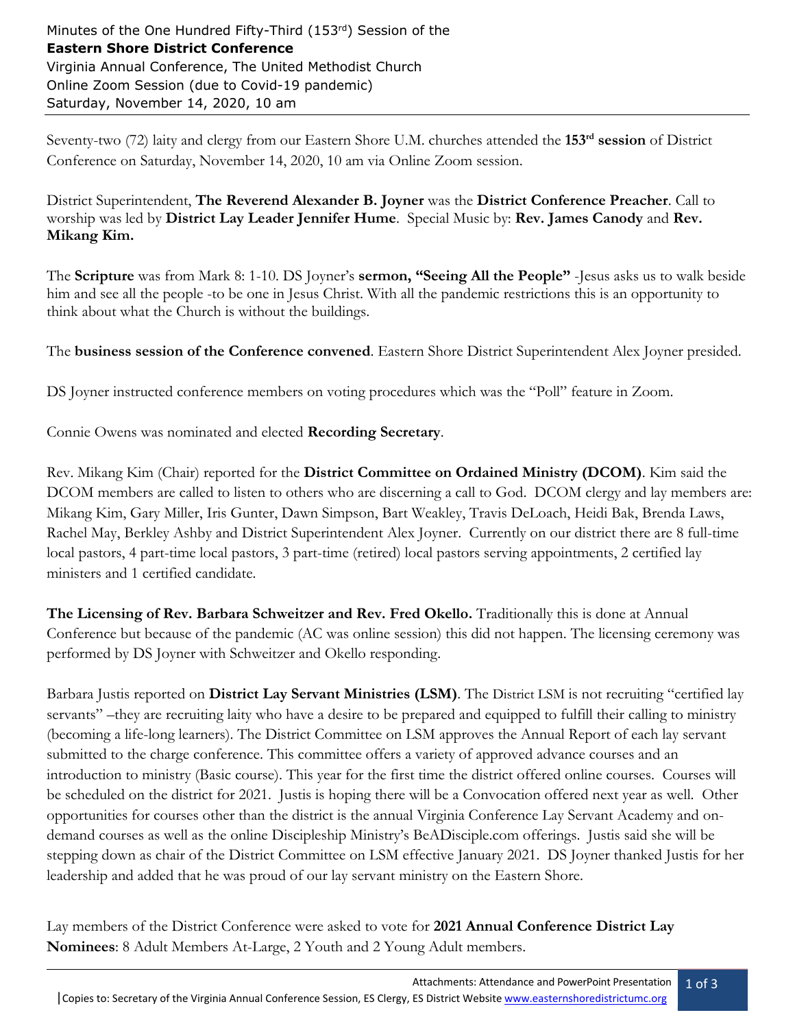Minutes of the One Hundred Fifty-Third (153rd) Session of the
**Eastern Shore District Conference**
Virginia Annual Conference, The United Methodist Church
Online Zoom Session (due to Covid-19 pandemic)
Saturday, November 14, 2020, 10 am

Seventy-two (72) laity and clergy from our Eastern Shore U.M. churches attended the **153rd session** of District Conference on Saturday, November 14, 2020, 10 am via Online Zoom session.

District Superintendent, **The Reverend Alexander B. Joyner** was the **District Conference Preacher**. Call to worship was led by **District Lay Leader Jennifer Hume**. Special Music by: **Rev. James Canody** and **Rev. Mikang Kim.**

The **Scripture** was from Mark 8: 1-10. DS Joyner's **sermon, "Seeing All the People"** -Jesus asks us to walk beside him and see all the people -to be one in Jesus Christ. With all the pandemic restrictions this is an opportunity to think about what the Church is without the buildings.

The **business session of the Conference convened**. Eastern Shore District Superintendent Alex Joyner presided.

DS Joyner instructed conference members on voting procedures which was the "Poll" feature in Zoom.

Connie Owens was nominated and elected **Recording Secretary**.

Rev. Mikang Kim (Chair) reported for the **District Committee on Ordained Ministry (DCOM)**. Kim said the DCOM members are called to listen to others who are discerning a call to God. DCOM clergy and lay members are: Mikang Kim, Gary Miller, Iris Gunter, Dawn Simpson, Bart Weakley, Travis DeLoach, Heidi Bak, Brenda Laws, Rachel May, Berkley Ashby and District Superintendent Alex Joyner. Currently on our district there are 8 full-time local pastors, 4 part-time local pastors, 3 part-time (retired) local pastors serving appointments, 2 certified lay ministers and 1 certified candidate.

**The Licensing of Rev. Barbara Schweitzer and Rev. Fred Okello.** Traditionally this is done at Annual Conference but because of the pandemic (AC was online session) this did not happen. The licensing ceremony was performed by DS Joyner with Schweitzer and Okello responding.

Barbara Justis reported on **District Lay Servant Ministries (LSM)**. The District LSM is not recruiting "certified lay servants" –they are recruiting laity who have a desire to be prepared and equipped to fulfill their calling to ministry (becoming a life-long learners). The District Committee on LSM approves the Annual Report of each lay servant submitted to the charge conference. This committee offers a variety of approved advance courses and an introduction to ministry (Basic course). This year for the first time the district offered online courses. Courses will be scheduled on the district for 2021. Justis is hoping there will be a Convocation offered next year as well. Other opportunities for courses other than the district is the annual Virginia Conference Lay Servant Academy and on-demand courses as well as the online Discipleship Ministry's BeADisciple.com offerings. Justis said she will be stepping down as chair of the District Committee on LSM effective January 2021. DS Joyner thanked Justis for her leadership and added that he was proud of our lay servant ministry on the Eastern Shore.

Lay members of the District Conference were asked to vote for **2021 Annual Conference District Lay Nominees**: 8 Adult Members At-Large, 2 Youth and 2 Young Adult members.

Attachments: Attendance and PowerPoint Presentation

Copies to: Secretary of the Virginia Annual Conference Session, ES Clergy, ES District Website www.easternshoredistrictumc.org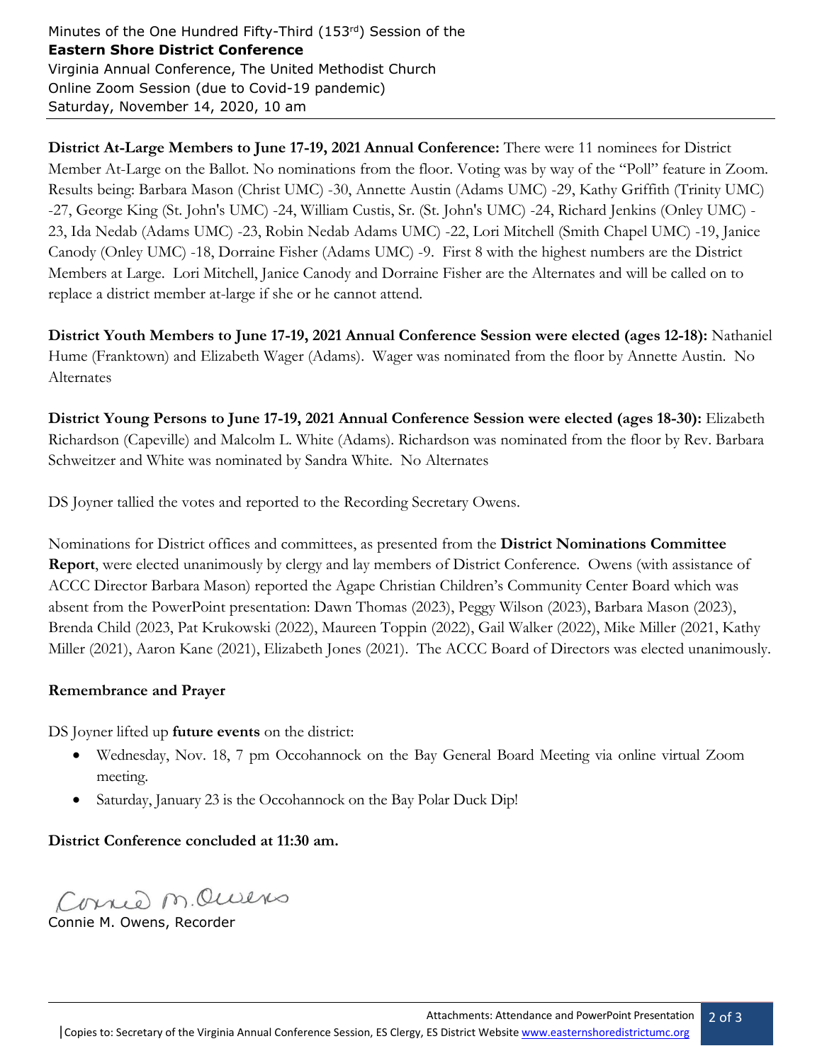**District At-Large Members to June 17-19, 2021 Annual Conference:** There were 11 nominees for District Member At-Large on the Ballot. No nominations from the floor. Voting was by way of the "Poll" feature in Zoom. Results being: Barbara Mason (Christ UMC) -30, Annette Austin (Adams UMC) -29, Kathy Griffith (Trinity UMC) -27, George King (St. John's UMC) -24, William Custis, Sr. (St. John's UMC) -24, Richard Jenkins (Onley UMC) -23, Ida Nedab (Adams UMC) -23, Robin Nedab Adams UMC) -22, Lori Mitchell (Smith Chapel UMC) -19, Janice Canody (Onley UMC) -18, Dorraine Fisher (Adams UMC) -9. First 8 with the highest numbers are the District Members at Large. Lori Mitchell, Janice Canody and Dorraine Fisher are the Alternates and will be called on to replace a district member at-large if she or he cannot attend.

**District Youth Members to June 17-19, 2021 Annual Conference Session were elected (ages 12-18):** Nathaniel Hume (Franktown) and Elizabeth Wager (Adams). Wager was nominated from the floor by Annette Austin. No Alternates

**District Young Persons to June 17-19, 2021 Annual Conference Session were elected (ages 18-30):** Elizabeth Richardson (Capeville) and Malcolm L. White (Adams). Richardson was nominated from the floor by Rev. Barbara Schweitzer and White was nominated by Sandra White. No Alternates

DS Joyner tallied the votes and reported to the Recording Secretary Owens.

Nominations for District offices and committees, as presented from the **District Nominations Committee Report**, were elected unanimously by clergy and lay members of District Conference. Owens (with assistance of ACCC Director Barbara Mason) reported the Agape Christian Children's Community Center Board which was absent from the PowerPoint presentation: Dawn Thomas (2023), Peggy Wilson (2023), Barbara Mason (2023), Brenda Child (2023, Pat Krukowski (2022), Maureen Toppin (2022), Gail Walker (2022), Mike Miller (2021, Kathy Miller (2021), Aaron Kane (2021), Elizabeth Jones (2021). The ACCC Board of Directors was elected unanimously.

**Remembrance and Prayer**

DS Joyner lifted up **future events** on the district:

- Wednesday, Nov. 18, 7 pm Occohannock on the Bay General Board Meeting via online virtual Zoom meeting.
- Saturday, January 23 is the Occohannock on the Bay Polar Duck Dip!

**District Conference concluded at 11:30 am.**

Connie M. Owens

Connie M. Owens, Recorder

Attachments: Attendance and PowerPoint Presentation

Copies to: Secretary of the Virginia Annual Conference Session, ES Clergy, ES District Website www.easternshoredistrictumc.org